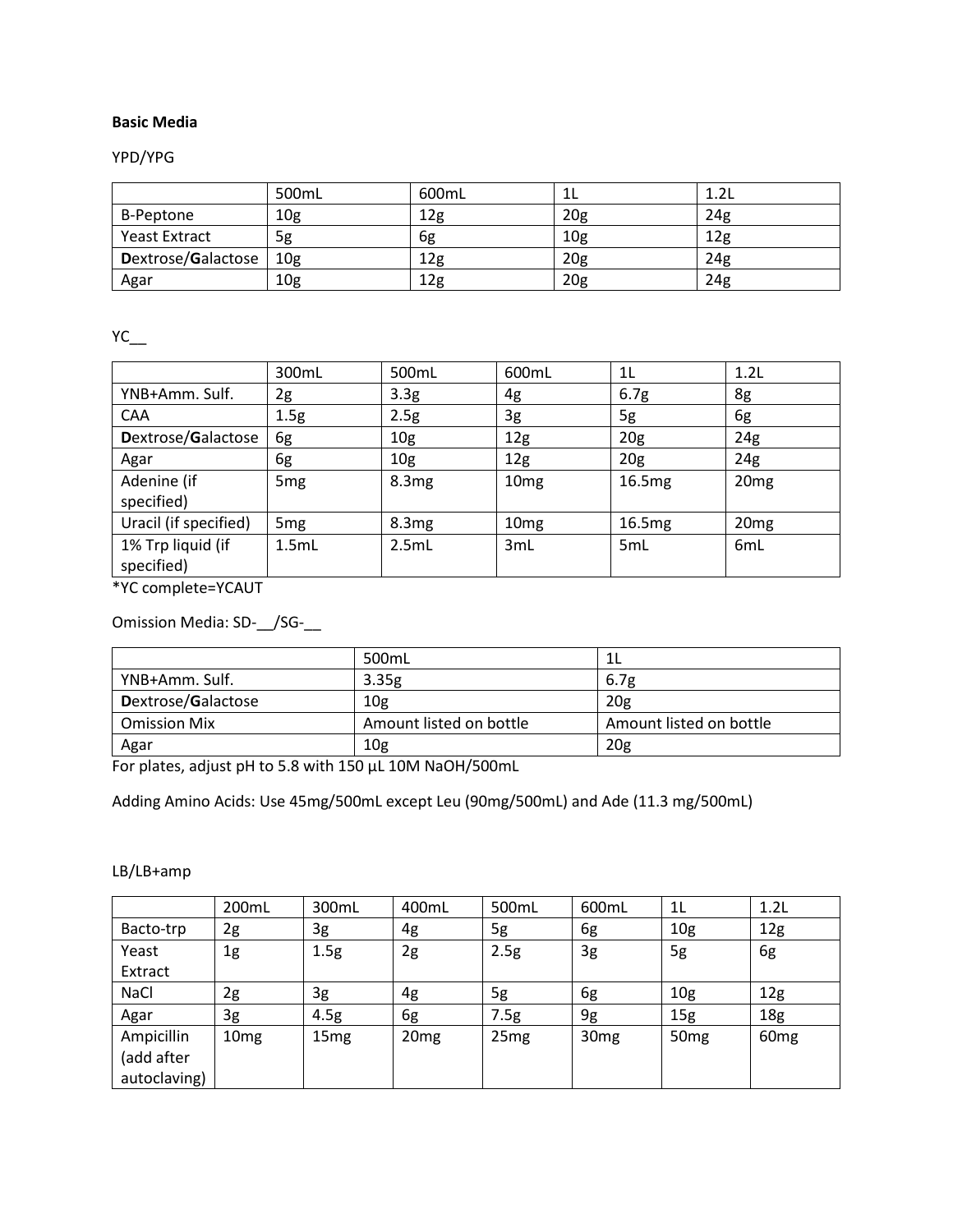**Basic Media**

YPD/YPG

| | 500mL | 600mL | 1L | 1.2L |
|---|---|---|---|---|
| B-Peptone | 10g | 12g | 20g | 24g |
| Yeast Extract | 5g | 6g | 10g | 12g |
| **D**extrose/**G**alactose | 10g | 12g | 20g | 24g |
| Agar | 10g | 12g | 20g | 24g |

YC__

| | 300mL | 500mL | 600mL | 1L | 1.2L |
|---|---|---|---|---|---|
| YNB+Amm. Sulf. | 2g | 3.3g | 4g | 6.7g | 8g |
| CAA | 1.5g | 2.5g | 3g | 5g | 6g |
| **D**extrose/**G**alactose | 6g | 10g | 12g | 20g | 24g |
| Agar | 6g | 10g | 12g | 20g | 24g |
| Adenine (if specified) | 5mg | 8.3mg | 10mg | 16.5mg | 20mg |
| Uracil (if specified) | 5mg | 8.3mg | 10mg | 16.5mg | 20mg |
| 1% Trp liquid (if specified) | 1.5mL | 2.5mL | 3mL | 5mL | 6mL |

*YC complete=YCAUT

Omission Media: SD-__/SG-__

| | 500mL | 1L |
|---|---|---|
| YNB+Amm. Sulf. | 3.35g | 6.7g |
| **D**extrose/**G**alactose | 10g | 20g |
| Omission Mix | Amount listed on bottle | Amount listed on bottle |
| Agar | 10g | 20g |

For plates, adjust pH to 5.8 with 150 µL 10M NaOH/500mL

Adding Amino Acids: Use 45mg/500mL except Leu (90mg/500mL) and Ade (11.3 mg/500mL)

LB/LB+amp

| | 200mL | 300mL | 400mL | 500mL | 600mL | 1L | 1.2L |
|---|---|---|---|---|---|---|---|
| Bacto-trp | 2g | 3g | 4g | 5g | 6g | 10g | 12g |
| Yeast Extract | 1g | 1.5g | 2g | 2.5g | 3g | 5g | 6g |
| NaCl | 2g | 3g | 4g | 5g | 6g | 10g | 12g |
| Agar | 3g | 4.5g | 6g | 7.5g | 9g | 15g | 18g |
| Ampicillin (add after autoclaving) | 10mg | 15mg | 20mg | 25mg | 30mg | 50mg | 60mg |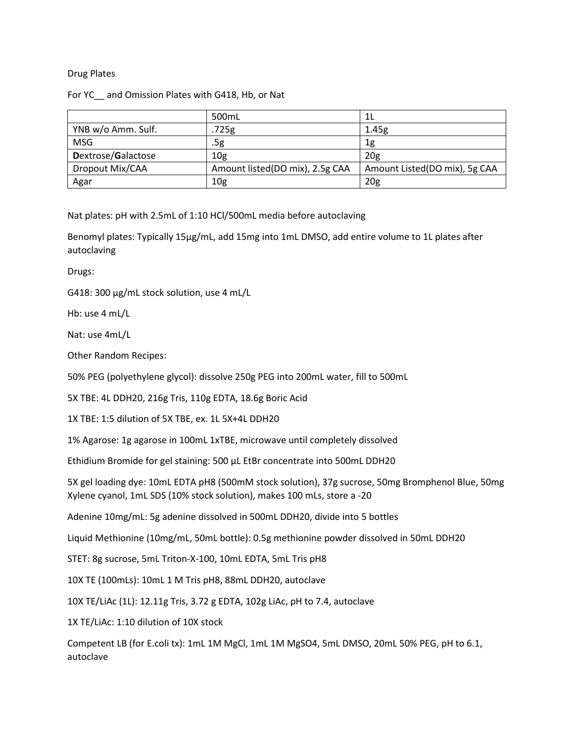Drug Plates

For YC__ and Omission Plates with G418, Hb, or Nat

| | 500mL | 1L |
|---|---|---|
| YNB w/o Amm. Sulf. | .725g | 1.45g |
| MSG | .5g | 1g |
| **D**extrose/**G**alactose | 10g | 20g |
| Dropout Mix/CAA | Amount listed(DO mix), 2.5g CAA | Amount Listed(DO mix), 5g CAA |
| Agar | 10g | 20g |

Nat plates: pH with 2.5mL of 1:10 HCl/500mL media before autoclaving

Benomyl plates: Typically 15µg/mL, add 15mg into 1mL DMSO, add entire volume to 1L plates after autoclaving

Drugs:

G418: 300 µg/mL stock solution, use 4 mL/L

Hb: use 4 mL/L

Nat: use 4mL/L

Other Random Recipes:

50% PEG (polyethylene glycol): dissolve 250g PEG into 200mL water, fill to 500mL

5X TBE: 4L DDH20, 216g Tris, 110g EDTA, 18.6g Boric Acid

1X TBE: 1:5 dilution of 5X TBE, ex. 1L 5X+4L DDH20

1% Agarose: 1g agarose in 100mL 1xTBE, microwave until completely dissolved

Ethidium Bromide for gel staining: 500 µL EtBr concentrate into 500mL DDH20

5X gel loading dye: 10mL EDTA pH8 (500mM stock solution), 37g sucrose, 50mg Bromphenol Blue, 50mg Xylene cyanol, 1mL SDS (10% stock solution), makes 100 mLs, store a -20

Adenine 10mg/mL: 5g adenine dissolved in 500mL DDH20, divide into 5 bottles

Liquid Methionine (10mg/mL, 50mL bottle): 0.5g methionine powder dissolved in 50mL DDH20

STET: 8g sucrose, 5mL Triton-X-100, 10mL EDTA, 5mL Tris pH8

10X TE (100mLs): 10mL 1 M Tris pH8, 88mL DDH20, autoclave

10X TE/LiAc (1L): 12.11g Tris, 3.72 g EDTA, 102g LiAc, pH to 7.4, autoclave

1X TE/LiAc: 1:10 dilution of 10X stock

Competent LB (for E.coli tx): 1mL 1M MgCl, 1mL 1M MgSO4, 5mL DMSO, 20mL 50% PEG, pH to 6.1, autoclave